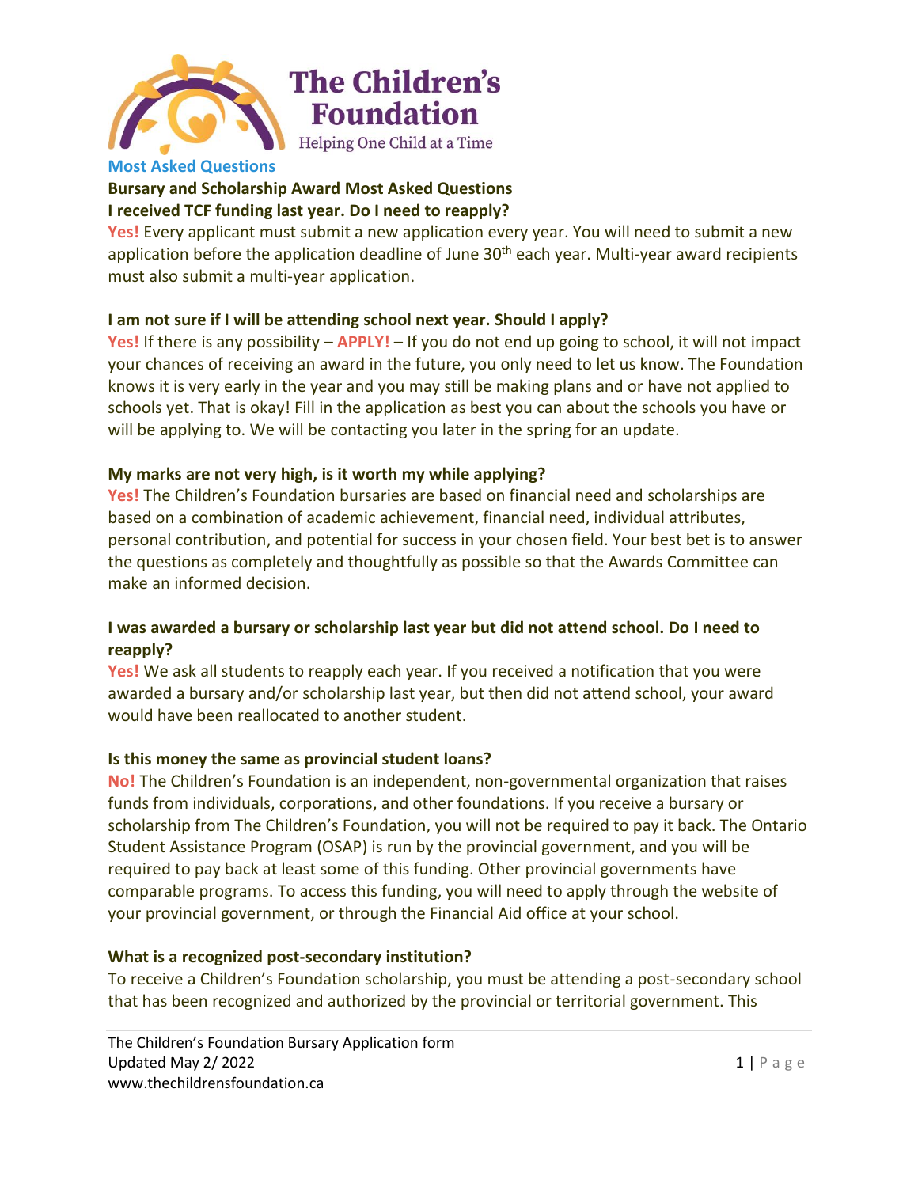# The Children's Foundation

Helping One Child at a Time

## Most Asked Questions

### Bursary and Scholarship Award Most Asked Questions

**I received TCF funding last year. Do I need to reapply?**

**Yes!** Every applicant must submit a new application every year. You will need to submit a new application before the application deadline of June 30th each year. Multi-year award recipients must also submit a multi-year application.

**I am not sure if I will be attending school next year. Should I apply?**

**Yes!** If there is any possibility – **APPLY!** – If you do not end up going to school, it will not impact your chances of receiving an award in the future, you only need to let us know. The Foundation knows it is very early in the year and you may still be making plans and or have not applied to schools yet. That is okay! Fill in the application as best you can about the schools you have or will be applying to. We will be contacting you later in the spring for an update.

**My marks are not very high, is it worth my while applying?**

**Yes!** The Children's Foundation bursaries are based on financial need and scholarships are based on a combination of academic achievement, financial need, individual attributes, personal contribution, and potential for success in your chosen field. Your best bet is to answer the questions as completely and thoughtfully as possible so that the Awards Committee can make an informed decision.

**I was awarded a bursary or scholarship last year but did not attend school. Do I need to reapply?**

**Yes!** We ask all students to reapply each year. If you received a notification that you were awarded a bursary and/or scholarship last year, but then did not attend school, your award would have been reallocated to another student.

**Is this money the same as provincial student loans?**

**No!** The Children's Foundation is an independent, non-governmental organization that raises funds from individuals, corporations, and other foundations. If you receive a bursary or scholarship from The Children's Foundation, you will not be required to pay it back. The Ontario Student Assistance Program (OSAP) is run by the provincial government, and you will be required to pay back at least some of this funding. Other provincial governments have comparable programs. To access this funding, you will need to apply through the website of your provincial government, or through the Financial Aid office at your school.

**What is a recognized post-secondary institution?**

To receive a Children's Foundation scholarship, you must be attending a post-secondary school that has been recognized and authorized by the provincial or territorial government. This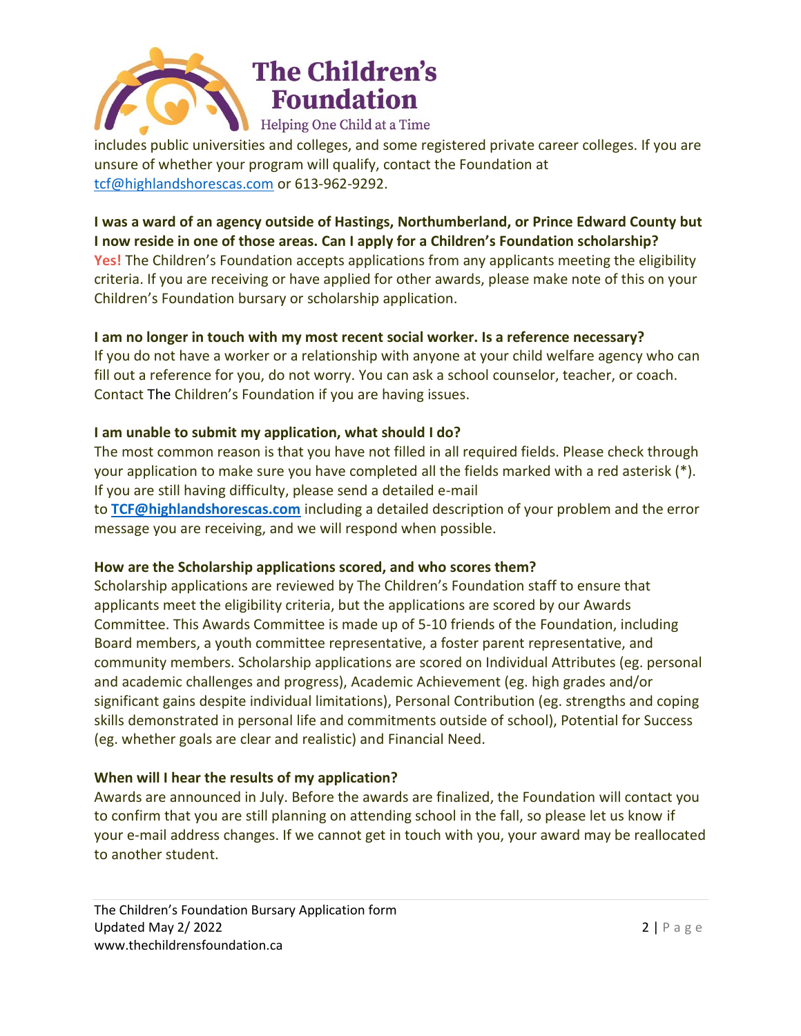includes public universities and colleges, and some registered private career colleges. If you are unsure of whether your program will qualify, contact the Foundation at tcf@highlandshorescas.com or 613-962-9292.

**I was a ward of an agency outside of Hastings, Northumberland, or Prince Edward County but I now reside in one of those areas. Can I apply for a Children's Foundation scholarship?**

**Yes!** The Children's Foundation accepts applications from any applicants meeting the eligibility criteria. If you are receiving or have applied for other awards, please make note of this on your Children's Foundation bursary or scholarship application.

**I am no longer in touch with my most recent social worker. Is a reference necessary?**

If you do not have a worker or a relationship with anyone at your child welfare agency who can fill out a reference for you, do not worry. You can ask a school counselor, teacher, or coach. Contact The Children's Foundation if you are having issues.

**I am unable to submit my application, what should I do?**

The most common reason is that you have not filled in all required fields. Please check through your application to make sure you have completed all the fields marked with a red asterisk (*). If you are still having difficulty, please send a detailed e-mail to **TCF@highlandshorescas.com** including a detailed description of your problem and the error message you are receiving, and we will respond when possible.

**How are the Scholarship applications scored, and who scores them?**

Scholarship applications are reviewed by The Children's Foundation staff to ensure that applicants meet the eligibility criteria, but the applications are scored by our Awards Committee. This Awards Committee is made up of 5-10 friends of the Foundation, including Board members, a youth committee representative, a foster parent representative, and community members. Scholarship applications are scored on Individual Attributes (eg. personal and academic challenges and progress), Academic Achievement (eg. high grades and/or significant gains despite individual limitations), Personal Contribution (eg. strengths and coping skills demonstrated in personal life and commitments outside of school), Potential for Success (eg. whether goals are clear and realistic) and Financial Need.

**When will I hear the results of my application?**

Awards are announced in July. Before the awards are finalized, the Foundation will contact you to confirm that you are still planning on attending school in the fall, so please let us know if your e-mail address changes. If we cannot get in touch with you, your award may be reallocated to another student.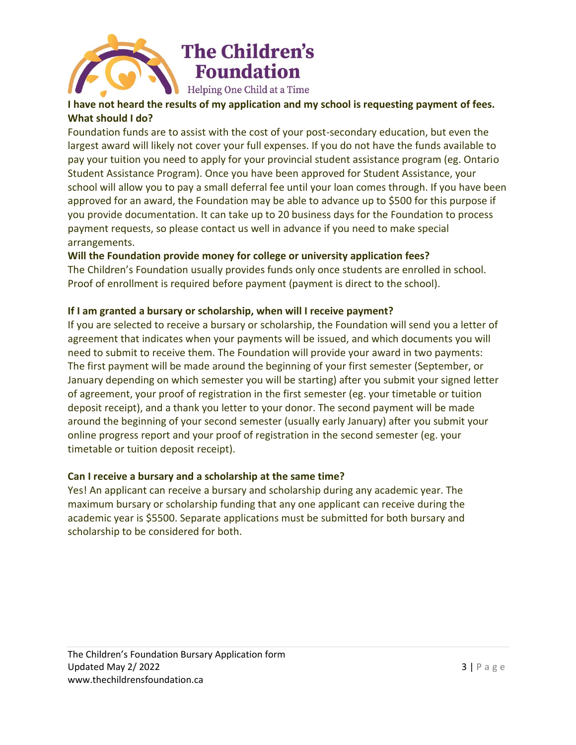**I have not heard the results of my application and my school is requesting payment of fees. What should I do?**

Foundation funds are to assist with the cost of your post-secondary education, but even the largest award will likely not cover your full expenses. If you do not have the funds available to pay your tuition you need to apply for your provincial student assistance program (eg. Ontario Student Assistance Program). Once you have been approved for Student Assistance, your school will allow you to pay a small deferral fee until your loan comes through. If you have been approved for an award, the Foundation may be able to advance up to $500 for this purpose if you provide documentation. It can take up to 20 business days for the Foundation to process payment requests, so please contact us well in advance if you need to make special arrangements.

**Will the Foundation provide money for college or university application fees?**

The Children's Foundation usually provides funds only once students are enrolled in school. Proof of enrollment is required before payment (payment is direct to the school).

**If I am granted a bursary or scholarship, when will I receive payment?**

If you are selected to receive a bursary or scholarship, the Foundation will send you a letter of agreement that indicates when your payments will be issued, and which documents you will need to submit to receive them. The Foundation will provide your award in two payments: The first payment will be made around the beginning of your first semester (September, or January depending on which semester you will be starting) after you submit your signed letter of agreement, your proof of registration in the first semester (eg. your timetable or tuition deposit receipt), and a thank you letter to your donor. The second payment will be made around the beginning of your second semester (usually early January) after you submit your online progress report and your proof of registration in the second semester (eg. your timetable or tuition deposit receipt).

**Can I receive a bursary and a scholarship at the same time?**

Yes! An applicant can receive a bursary and scholarship during any academic year. The maximum bursary or scholarship funding that any one applicant can receive during the academic year is $5500. Separate applications must be submitted for both bursary and scholarship to be considered for both.